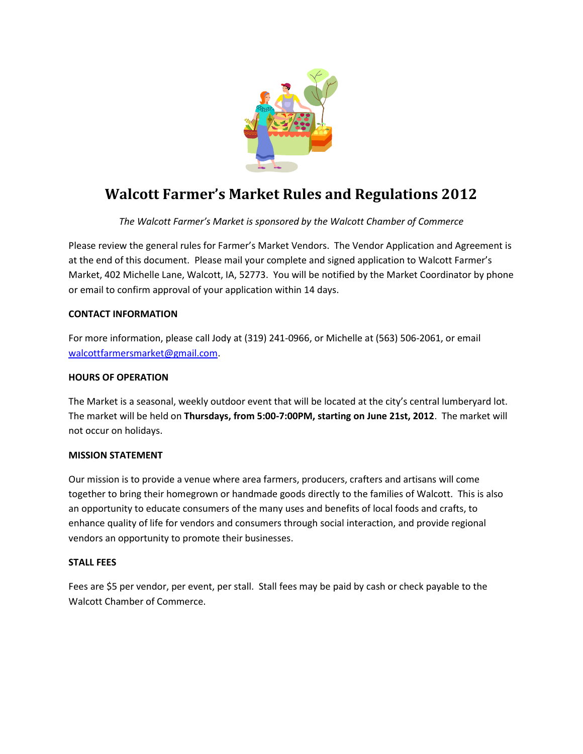# Walcott Farmer's Market Rules and Regulations 2012

*The Walcott Farmer's Market is sponsored by the Walcott Chamber of Commerce*

Please review the general rules for Farmer's Market Vendors. The Vendor Application and Agreement is at the end of this document. Please mail your complete and signed application to Walcott Farmer's Market, 402 Michelle Lane, Walcott, IA, 52773. You will be notified by the Market Coordinator by phone or email to confirm approval of your application within 14 days.

**CONTACT INFORMATION**

For more information, please call Jody at (319) 241-0966, or Michelle at (563) 506-2061, or email walcottfarmersmarket@gmail.com.

**HOURS OF OPERATION**

The Market is a seasonal, weekly outdoor event that will be located at the city's central lumberyard lot. The market will be held on **Thursdays, from 5:00-7:00PM, starting on June 21st, 2012**. The market will not occur on holidays.

**MISSION STATEMENT**

Our mission is to provide a venue where area farmers, producers, crafters and artisans will come together to bring their homegrown or handmade goods directly to the families of Walcott. This is also an opportunity to educate consumers of the many uses and benefits of local foods and crafts, to enhance quality of life for vendors and consumers through social interaction, and provide regional vendors an opportunity to promote their businesses.

**STALL FEES**

Fees are $5 per vendor, per event, per stall. Stall fees may be paid by cash or check payable to the Walcott Chamber of Commerce.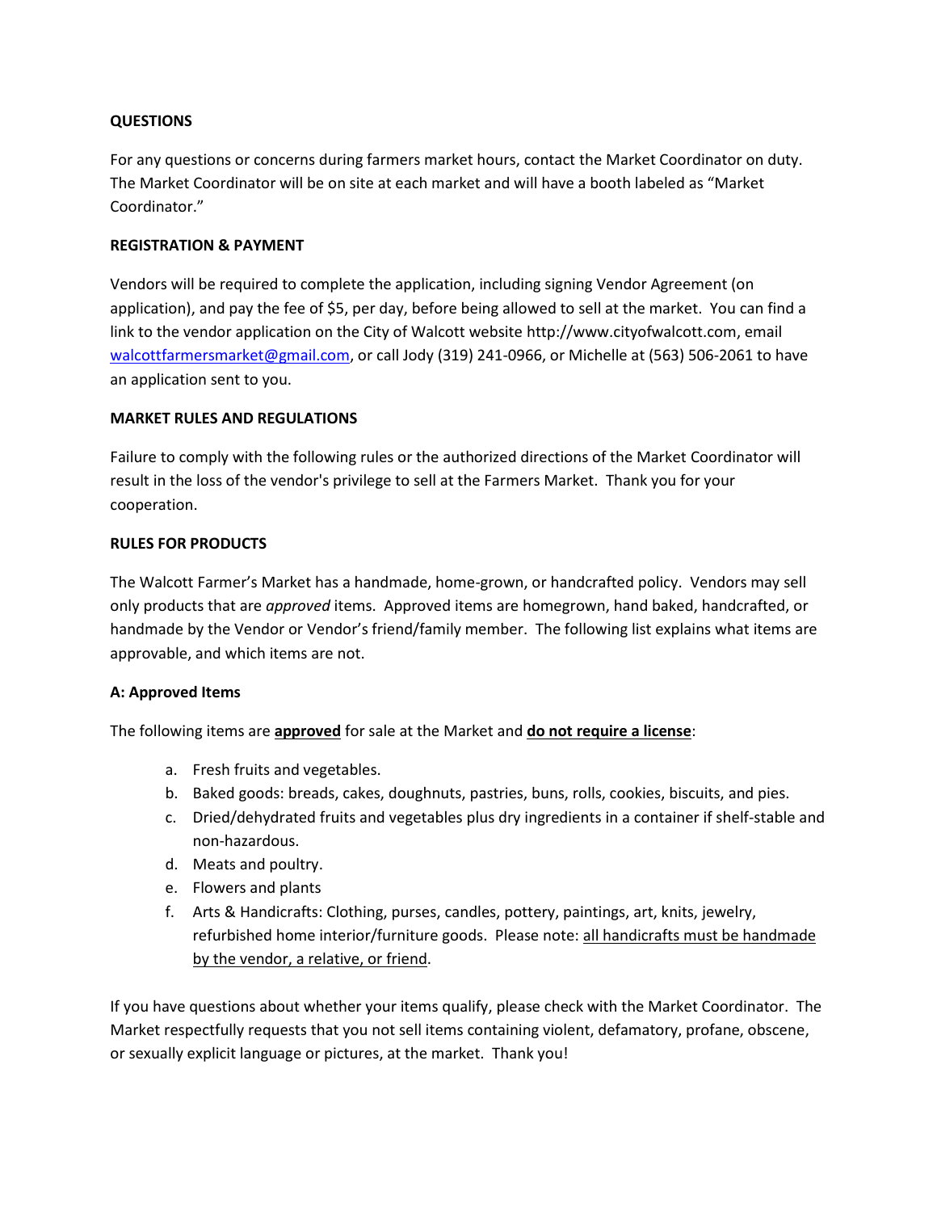**QUESTIONS**

For any questions or concerns during farmers market hours, contact the Market Coordinator on duty. The Market Coordinator will be on site at each market and will have a booth labeled as "Market Coordinator."

**REGISTRATION & PAYMENT**

Vendors will be required to complete the application, including signing Vendor Agreement (on application), and pay the fee of $5, per day, before being allowed to sell at the market. You can find a link to the vendor application on the City of Walcott website http://www.cityofwalcott.com, email walcottfarmersmarket@gmail.com, or call Jody (319) 241-0966, or Michelle at (563) 506-2061 to have an application sent to you.

**MARKET RULES AND REGULATIONS**

Failure to comply with the following rules or the authorized directions of the Market Coordinator will result in the loss of the vendor's privilege to sell at the Farmers Market. Thank you for your cooperation.

**RULES FOR PRODUCTS**

The Walcott Farmer's Market has a handmade, home-grown, or handcrafted policy. Vendors may sell only products that are *approved* items. Approved items are homegrown, hand baked, handcrafted, or handmade by the Vendor or Vendor's friend/family member. The following list explains what items are approvable, and which items are not.

**A: Approved Items**

The following items are <u>**approved**</u> for sale at the Market and <u>**do not require a license**</u>:

a. Fresh fruits and vegetables.
b. Baked goods: breads, cakes, doughnuts, pastries, buns, rolls, cookies, biscuits, and pies.
c. Dried/dehydrated fruits and vegetables plus dry ingredients in a container if shelf-stable and non-hazardous.
d. Meats and poultry.
e. Flowers and plants
f. Arts & Handicrafts: Clothing, purses, candles, pottery, paintings, art, knits, jewelry, refurbished home interior/furniture goods. Please note: <u>all handicrafts must be handmade by the vendor, a relative, or friend</u>.

If you have questions about whether your items qualify, please check with the Market Coordinator. The Market respectfully requests that you not sell items containing violent, defamatory, profane, obscene, or sexually explicit language or pictures, at the market. Thank you!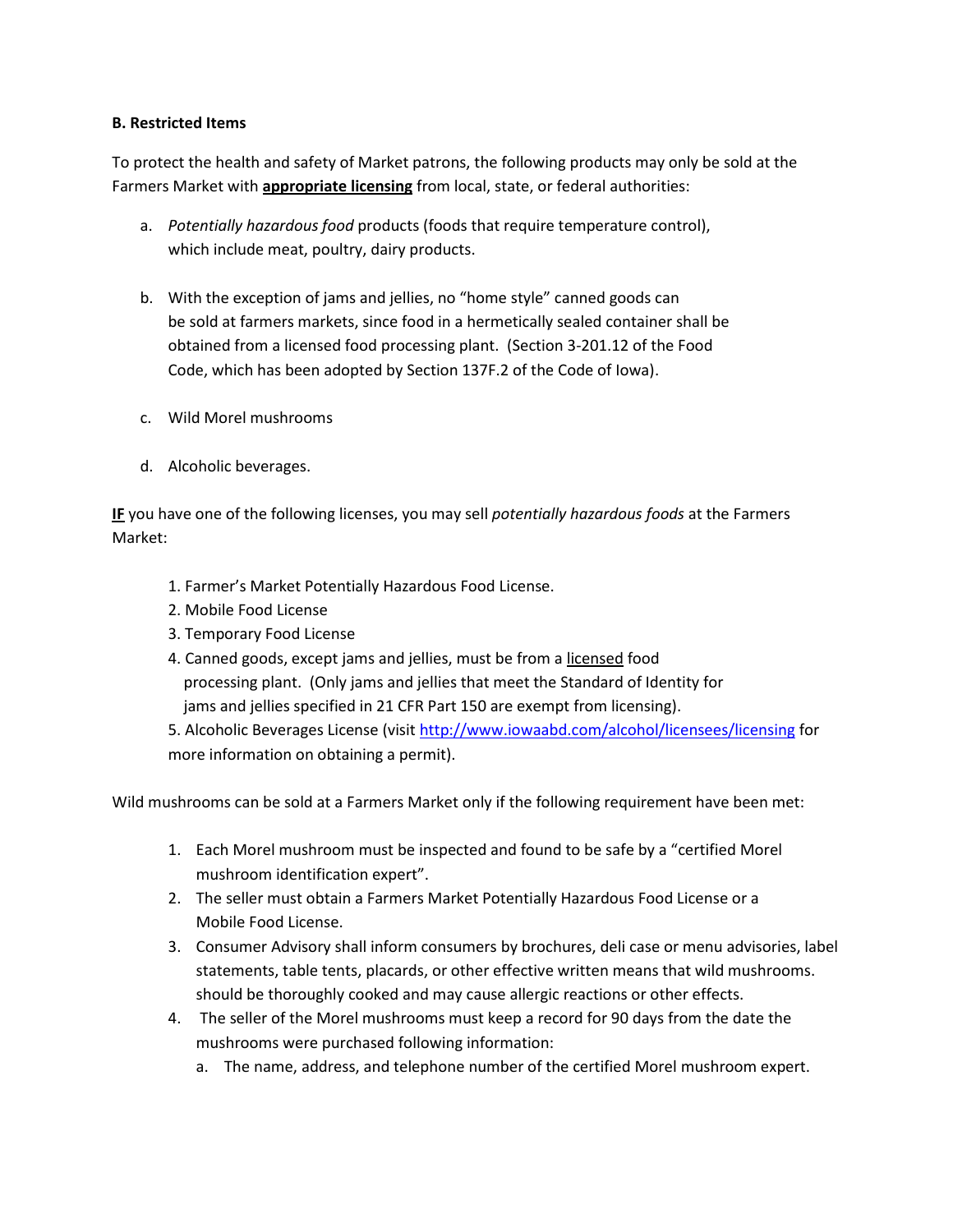**B. Restricted Items**

To protect the health and safety of Market patrons, the following products may only be sold at the Farmers Market with **appropriate licensing** from local, state, or federal authorities:

a. *Potentially hazardous food* products (foods that require temperature control), which include meat, poultry, dairy products.

b. With the exception of jams and jellies, no "home style" canned goods can be sold at farmers markets, since food in a hermetically sealed container shall be obtained from a licensed food processing plant. (Section 3-201.12 of the Food Code, which has been adopted by Section 137F.2 of the Code of Iowa).

c. Wild Morel mushrooms

d. Alcoholic beverages.

**IF** you have one of the following licenses, you may sell *potentially hazardous foods* at the Farmers Market:

1. Farmer's Market Potentially Hazardous Food License.
2. Mobile Food License
3. Temporary Food License
4. Canned goods, except jams and jellies, must be from a licensed food processing plant. (Only jams and jellies that meet the Standard of Identity for jams and jellies specified in 21 CFR Part 150 are exempt from licensing).
5. Alcoholic Beverages License (visit http://www.iowaabd.com/alcohol/licensees/licensing for more information on obtaining a permit).

Wild mushrooms can be sold at a Farmers Market only if the following requirement have been met:

1. Each Morel mushroom must be inspected and found to be safe by a "certified Morel mushroom identification expert".
2. The seller must obtain a Farmers Market Potentially Hazardous Food License or a Mobile Food License.
3. Consumer Advisory shall inform consumers by brochures, deli case or menu advisories, label statements, table tents, placards, or other effective written means that wild mushrooms. should be thoroughly cooked and may cause allergic reactions or other effects.
4. The seller of the Morel mushrooms must keep a record for 90 days from the date the mushrooms were purchased following information:
   a. The name, address, and telephone number of the certified Morel mushroom expert.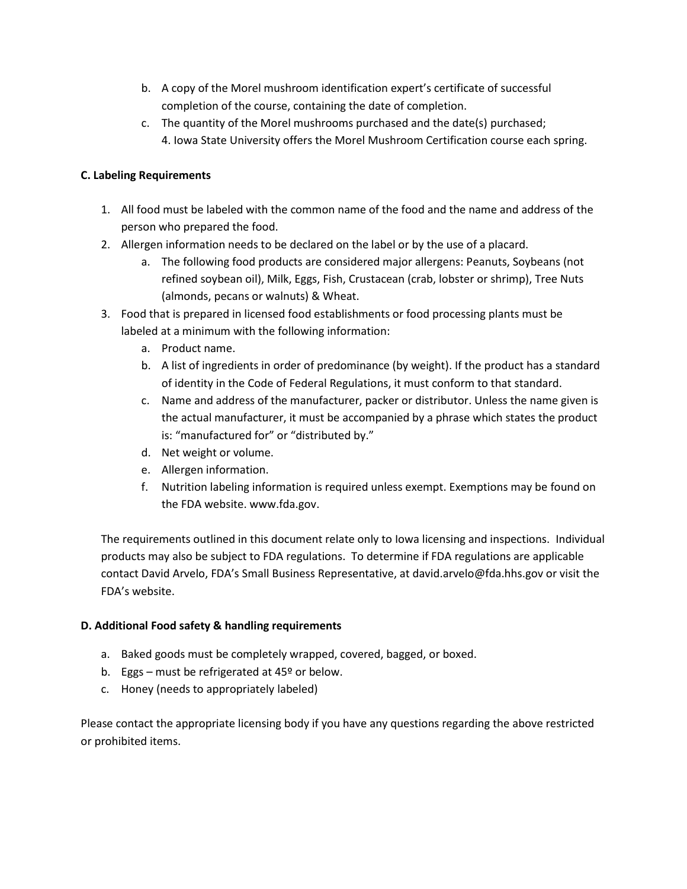b. A copy of the Morel mushroom identification expert's certificate of successful completion of the course, containing the date of completion.
c. The quantity of the Morel mushrooms purchased and the date(s) purchased;
4. Iowa State University offers the Morel Mushroom Certification course each spring.

**C. Labeling Requirements**

1. All food must be labeled with the common name of the food and the name and address of the person who prepared the food.
2. Allergen information needs to be declared on the label or by the use of a placard.
   a. The following food products are considered major allergens: Peanuts, Soybeans (not refined soybean oil), Milk, Eggs, Fish, Crustacean (crab, lobster or shrimp), Tree Nuts (almonds, pecans or walnuts) & Wheat.
3. Food that is prepared in licensed food establishments or food processing plants must be labeled at a minimum with the following information:
   a. Product name.
   b. A list of ingredients in order of predominance (by weight). If the product has a standard of identity in the Code of Federal Regulations, it must conform to that standard.
   c. Name and address of the manufacturer, packer or distributor. Unless the name given is the actual manufacturer, it must be accompanied by a phrase which states the product is: "manufactured for" or "distributed by."
   d. Net weight or volume.
   e. Allergen information.
   f. Nutrition labeling information is required unless exempt. Exemptions may be found on the FDA website. www.fda.gov.

The requirements outlined in this document relate only to Iowa licensing and inspections. Individual products may also be subject to FDA regulations. To determine if FDA regulations are applicable contact David Arvelo, FDA's Small Business Representative, at david.arvelo@fda.hhs.gov or visit the FDA's website.

**D. Additional Food safety & handling requirements**

a. Baked goods must be completely wrapped, covered, bagged, or boxed.
b. Eggs – must be refrigerated at 45º or below.
c. Honey (needs to appropriately labeled)

Please contact the appropriate licensing body if you have any questions regarding the above restricted or prohibited items.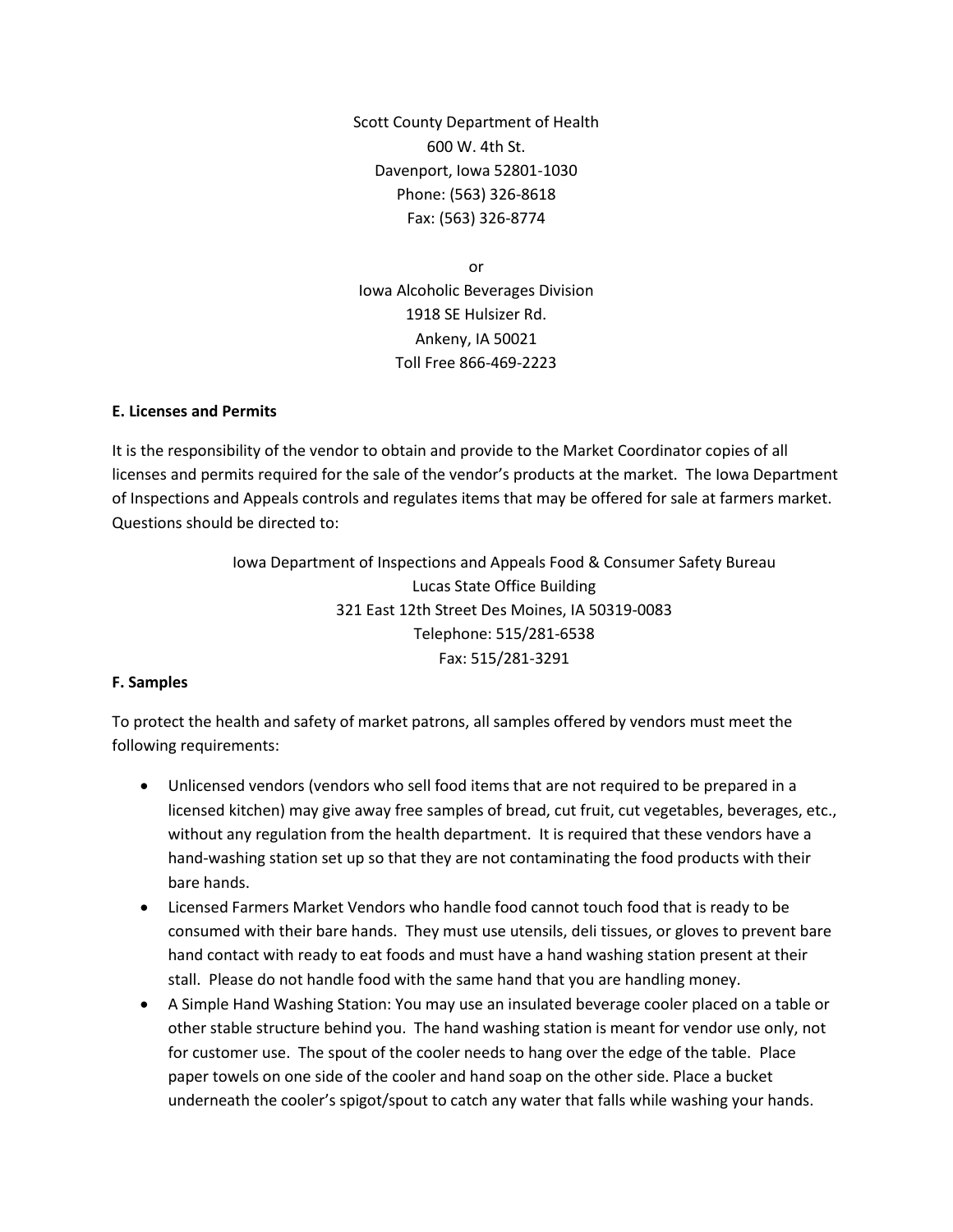Scott County Department of Health
600 W. 4th St.
Davenport, Iowa 52801-1030
Phone: (563) 326-8618
Fax: (563) 326-8774

or

Iowa Alcoholic Beverages Division
1918 SE Hulsizer Rd.
Ankeny, IA 50021
Toll Free 866-469-2223

**E. Licenses and Permits**

It is the responsibility of the vendor to obtain and provide to the Market Coordinator copies of all licenses and permits required for the sale of the vendor's products at the market. The Iowa Department of Inspections and Appeals controls and regulates items that may be offered for sale at farmers market. Questions should be directed to:

Iowa Department of Inspections and Appeals Food & Consumer Safety Bureau
Lucas State Office Building
321 East 12th Street Des Moines, IA 50319-0083
Telephone: 515/281-6538
Fax: 515/281-3291

**F. Samples**

To protect the health and safety of market patrons, all samples offered by vendors must meet the following requirements:

- Unlicensed vendors (vendors who sell food items that are not required to be prepared in a licensed kitchen) may give away free samples of bread, cut fruit, cut vegetables, beverages, etc., without any regulation from the health department. It is required that these vendors have a hand-washing station set up so that they are not contaminating the food products with their bare hands.
- Licensed Farmers Market Vendors who handle food cannot touch food that is ready to be consumed with their bare hands. They must use utensils, deli tissues, or gloves to prevent bare hand contact with ready to eat foods and must have a hand washing station present at their stall. Please do not handle food with the same hand that you are handling money.
- A Simple Hand Washing Station: You may use an insulated beverage cooler placed on a table or other stable structure behind you. The hand washing station is meant for vendor use only, not for customer use. The spout of the cooler needs to hang over the edge of the table. Place paper towels on one side of the cooler and hand soap on the other side. Place a bucket underneath the cooler's spigot/spout to catch any water that falls while washing your hands.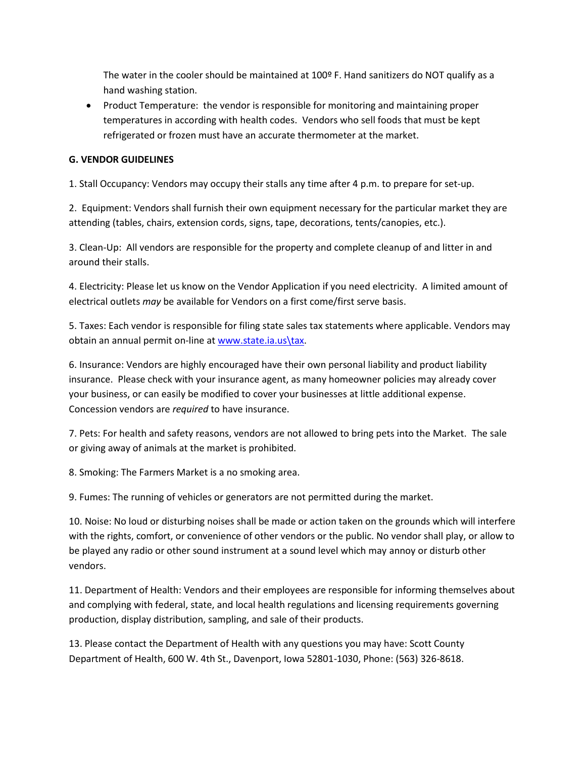The water in the cooler should be maintained at 100º F. Hand sanitizers do NOT qualify as a hand washing station.

- Product Temperature: the vendor is responsible for monitoring and maintaining proper temperatures in according with health codes. Vendors who sell foods that must be kept refrigerated or frozen must have an accurate thermometer at the market.

**G. VENDOR GUIDELINES**

1. Stall Occupancy: Vendors may occupy their stalls any time after 4 p.m. to prepare for set-up.

2. Equipment: Vendors shall furnish their own equipment necessary for the particular market they are attending (tables, chairs, extension cords, signs, tape, decorations, tents/canopies, etc.).

3. Clean-Up: All vendors are responsible for the property and complete cleanup of and litter in and around their stalls.

4. Electricity: Please let us know on the Vendor Application if you need electricity. A limited amount of electrical outlets *may* be available for Vendors on a first come/first serve basis.

5. Taxes: Each vendor is responsible for filing state sales tax statements where applicable. Vendors may obtain an annual permit on-line at www.state.ia.us\tax.

6. Insurance: Vendors are highly encouraged have their own personal liability and product liability insurance. Please check with your insurance agent, as many homeowner policies may already cover your business, or can easily be modified to cover your businesses at little additional expense. Concession vendors are *required* to have insurance.

7. Pets: For health and safety reasons, vendors are not allowed to bring pets into the Market. The sale or giving away of animals at the market is prohibited.

8. Smoking: The Farmers Market is a no smoking area.

9. Fumes: The running of vehicles or generators are not permitted during the market.

10. Noise: No loud or disturbing noises shall be made or action taken on the grounds which will interfere with the rights, comfort, or convenience of other vendors or the public. No vendor shall play, or allow to be played any radio or other sound instrument at a sound level which may annoy or disturb other vendors.

11. Department of Health: Vendors and their employees are responsible for informing themselves about and complying with federal, state, and local health regulations and licensing requirements governing production, display distribution, sampling, and sale of their products.

13. Please contact the Department of Health with any questions you may have: Scott County Department of Health, 600 W. 4th St., Davenport, Iowa 52801-1030, Phone: (563) 326-8618.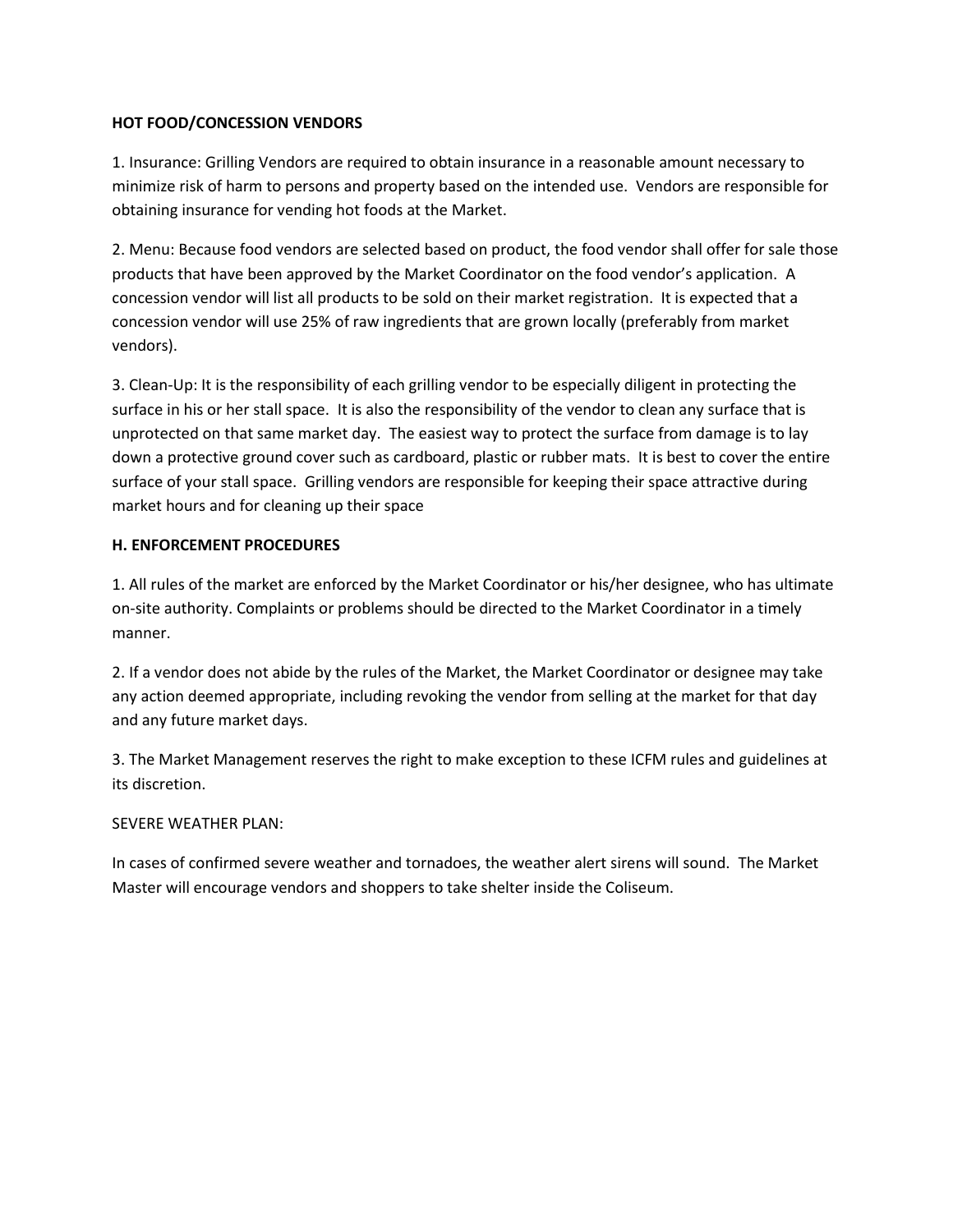**HOT FOOD/CONCESSION VENDORS**

1. Insurance: Grilling Vendors are required to obtain insurance in a reasonable amount necessary to minimize risk of harm to persons and property based on the intended use. Vendors are responsible for obtaining insurance for vending hot foods at the Market.

2. Menu: Because food vendors are selected based on product, the food vendor shall offer for sale those products that have been approved by the Market Coordinator on the food vendor's application. A concession vendor will list all products to be sold on their market registration. It is expected that a concession vendor will use 25% of raw ingredients that are grown locally (preferably from market vendors).

3. Clean-Up: It is the responsibility of each grilling vendor to be especially diligent in protecting the surface in his or her stall space. It is also the responsibility of the vendor to clean any surface that is unprotected on that same market day. The easiest way to protect the surface from damage is to lay down a protective ground cover such as cardboard, plastic or rubber mats. It is best to cover the entire surface of your stall space. Grilling vendors are responsible for keeping their space attractive during market hours and for cleaning up their space

**H. ENFORCEMENT PROCEDURES**

1. All rules of the market are enforced by the Market Coordinator or his/her designee, who has ultimate on-site authority. Complaints or problems should be directed to the Market Coordinator in a timely manner.

2. If a vendor does not abide by the rules of the Market, the Market Coordinator or designee may take any action deemed appropriate, including revoking the vendor from selling at the market for that day and any future market days.

3. The Market Management reserves the right to make exception to these ICFM rules and guidelines at its discretion.

SEVERE WEATHER PLAN:

In cases of confirmed severe weather and tornadoes, the weather alert sirens will sound. The Market Master will encourage vendors and shoppers to take shelter inside the Coliseum.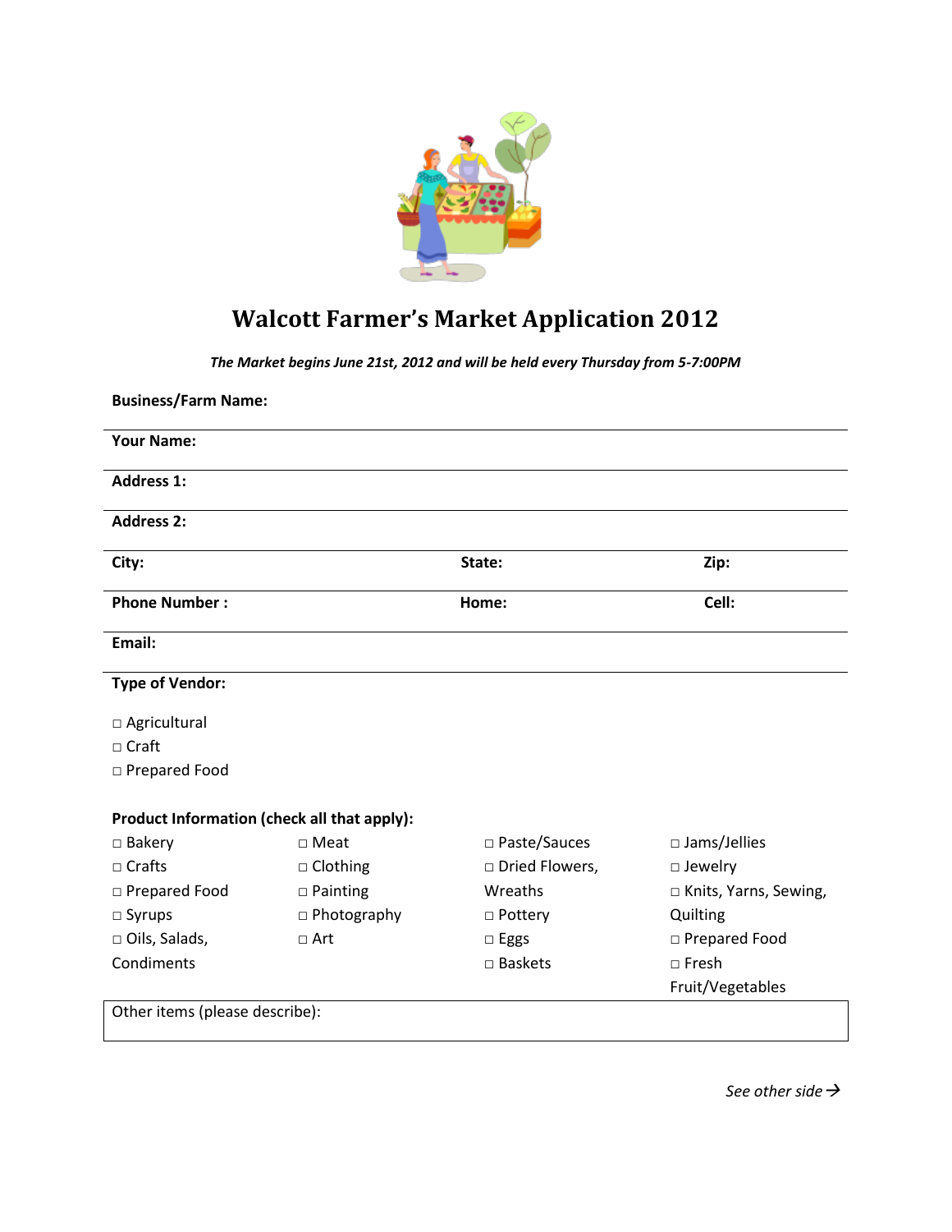# Walcott Farmer's Market Application 2012

***The Market begins June 21st, 2012 and will be held every Thursday from 5-7:00PM***

**Business/Farm Name:**

**Your Name:**

**Address 1:**

**Address 2:**

| **City:** | **State:** | **Zip:** |
|---|---|---|
| **Phone Number :** | **Home:** | **Cell:** |

**Email:**

**Type of Vendor:**

□ Agricultural
□ Craft
□ Prepared Food

**Product Information (check all that apply):**

| | | | |
|---|---|---|---|
| □ Bakery | □ Meat | □ Paste/Sauces | □ Jams/Jellies |
| □ Crafts | □ Clothing | □ Dried Flowers, Wreaths | □ Jewelry |
| □ Prepared Food | □ Painting | □ Pottery | □ Knits, Yarns, Sewing, Quilting |
| □ Syrups | □ Photography | □ Eggs | □ Prepared Food |
| □ Oils, Salads, Condiments | □ Art | □ Baskets | □ Fresh Fruit/Vegetables |

Other items (please describe):

*See other side* →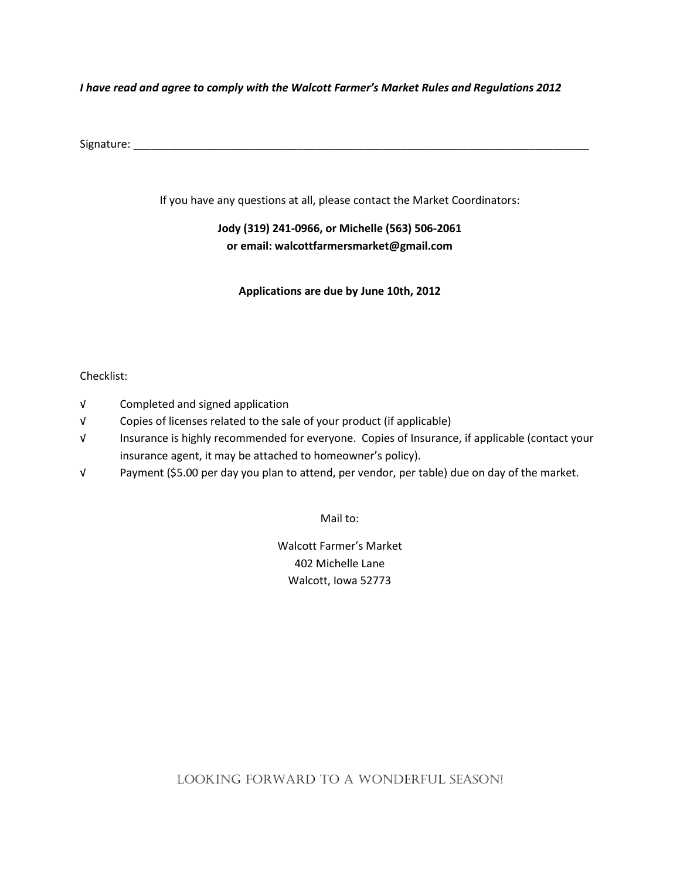***I have read and agree to comply with the Walcott Farmer's Market Rules and Regulations 2012***

Signature: ______________________________________________________________________________

If you have any questions at all, please contact the Market Coordinators:

**Jody (319) 241-0966, or Michelle (563) 506-2061**
**or email: walcottfarmersmarket@gmail.com**

**Applications are due by June 10th, 2012**

Checklist:

- √ Completed and signed application
- √ Copies of licenses related to the sale of your product (if applicable)
- √ Insurance is highly recommended for everyone. Copies of Insurance, if applicable (contact your insurance agent, it may be attached to homeowner's policy).
- √ Payment ($5.00 per day you plan to attend, per vendor, per table) due on day of the market.

Mail to:

Walcott Farmer's Market
402 Michelle Lane
Walcott, Iowa 52773

LOOKING FORWARD TO A WONDERFUL SEASON!